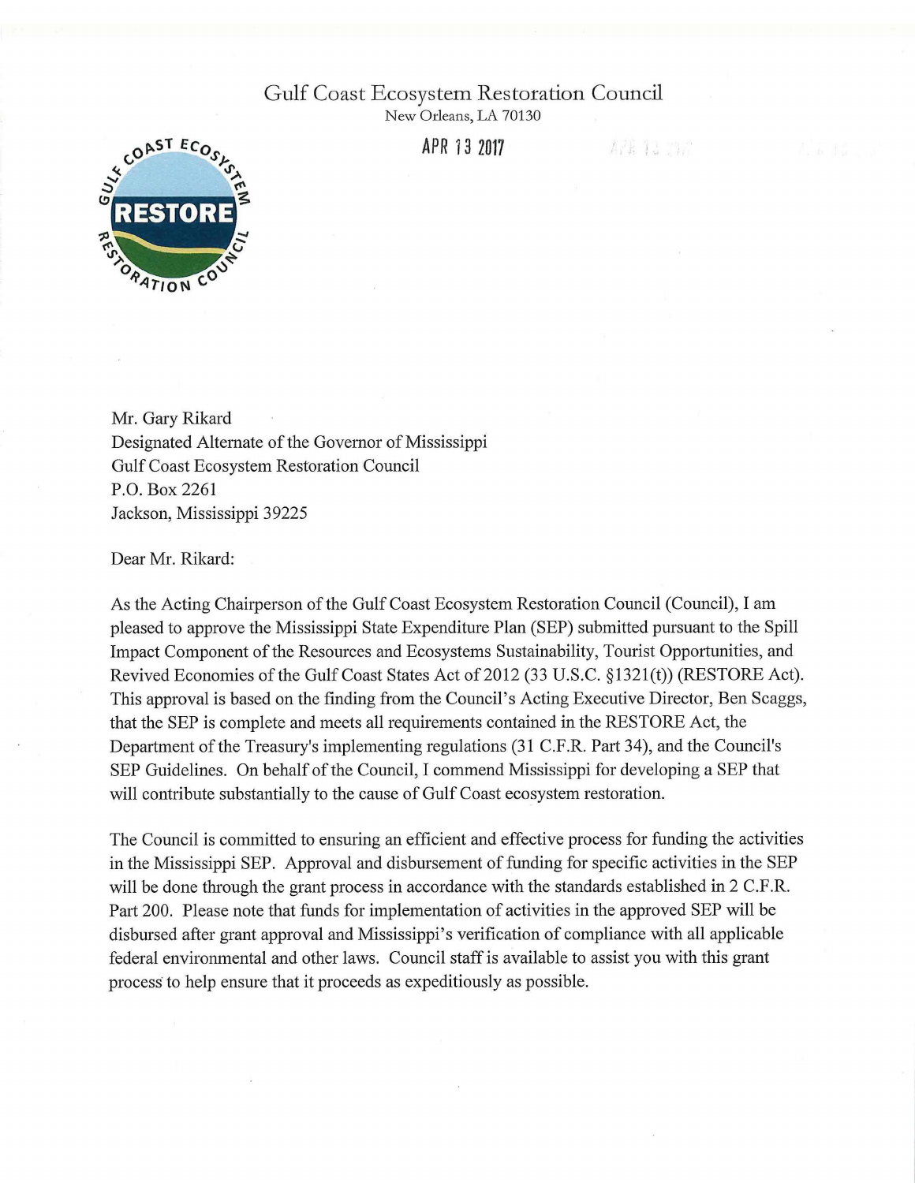# Gulf Coast Ecosystem Restoration Council

New Orleans, LA 70130

APR 13 2017

Mr. Gary Rikard
Designated Alternate of the Governor of Mississippi
Gulf Coast Ecosystem Restoration Council
P.O. Box 2261
Jackson, Mississippi 39225

Dear Mr. Rikard:

As the Acting Chairperson of the Gulf Coast Ecosystem Restoration Council (Council), I am pleased to approve the Mississippi State Expenditure Plan (SEP) submitted pursuant to the Spill Impact Component of the Resources and Ecosystems Sustainability, Tourist Opportunities, and Revived Economies of the Gulf Coast States Act of 2012 (33 U.S.C. §1321(t)) (RESTORE Act). This approval is based on the finding from the Council's Acting Executive Director, Ben Scaggs, that the SEP is complete and meets all requirements contained in the RESTORE Act, the Department of the Treasury's implementing regulations (31 C.F.R. Part 34), and the Council's SEP Guidelines. On behalf of the Council, I commend Mississippi for developing a SEP that will contribute substantially to the cause of Gulf Coast ecosystem restoration.

The Council is committed to ensuring an efficient and effective process for funding the activities in the Mississippi SEP. Approval and disbursement of funding for specific activities in the SEP will be done through the grant process in accordance with the standards established in 2 C.F.R. Part 200. Please note that funds for implementation of activities in the approved SEP will be disbursed after grant approval and Mississippi's verification of compliance with all applicable federal environmental and other laws. Council staff is available to assist you with this grant process to help ensure that it proceeds as expeditiously as possible.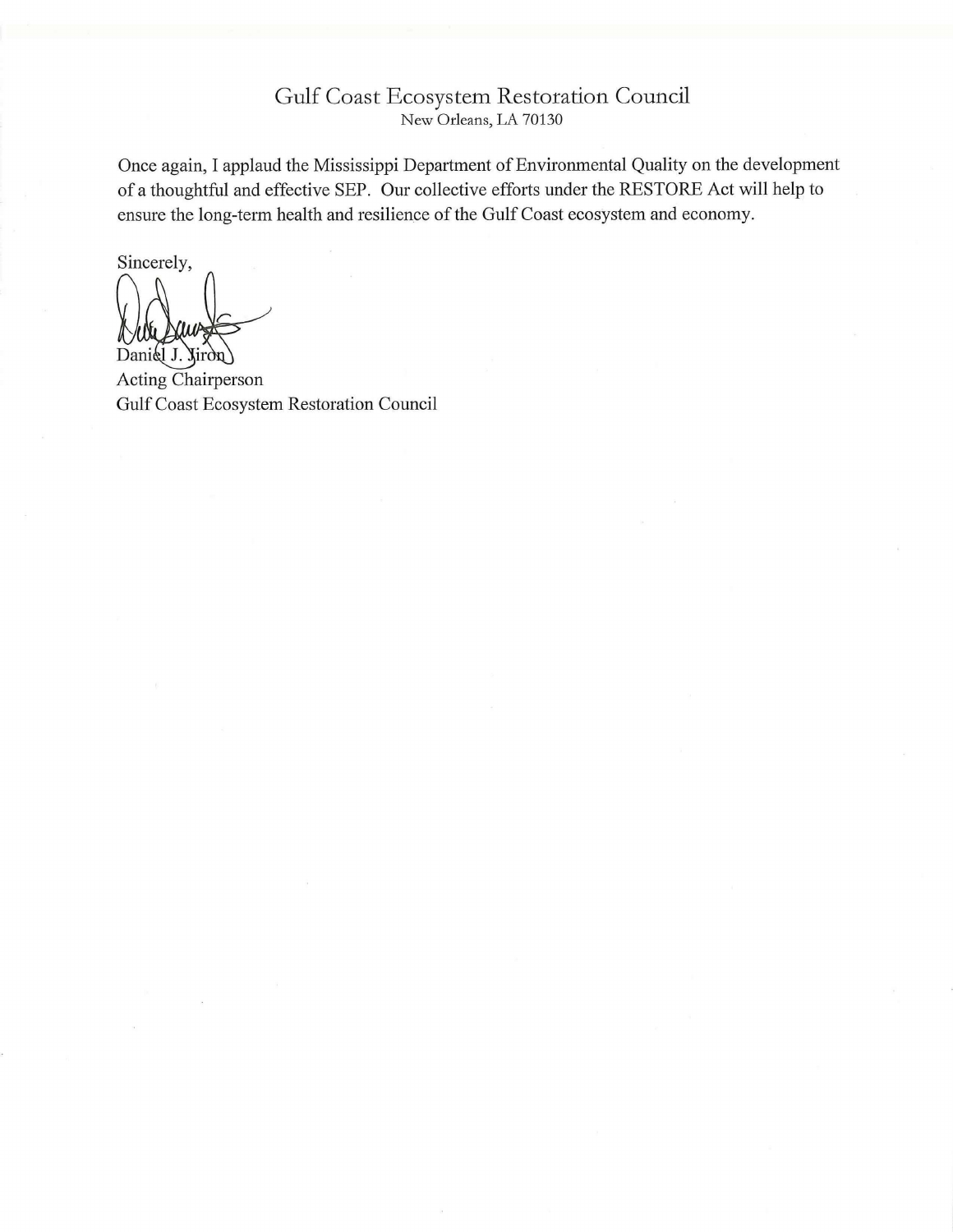Gulf Coast Ecosystem Restoration Council
New Orleans, LA 70130

Once again, I applaud the Mississippi Department of Environmental Quality on the development of a thoughtful and effective SEP. Our collective efforts under the RESTORE Act will help to ensure the long-term health and resilience of the Gulf Coast ecosystem and economy.

Sincerely,

Daniel J. Jiron
Acting Chairperson
Gulf Coast Ecosystem Restoration Council